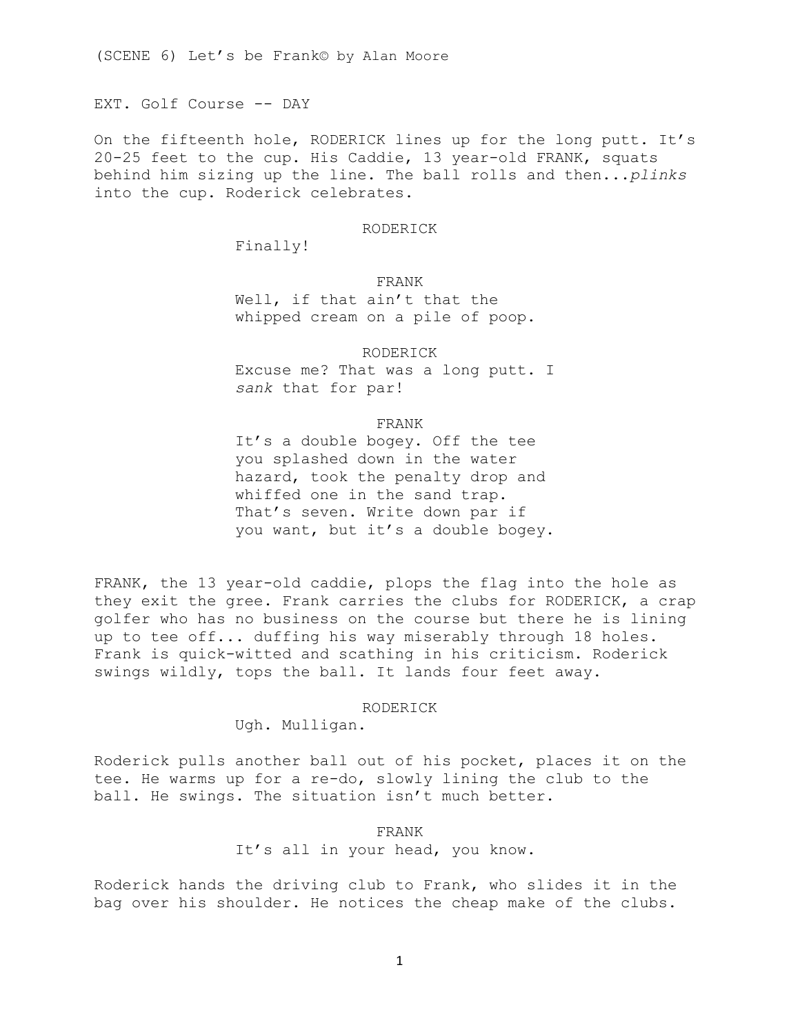(SCENE 6) Let's be Frank© by Alan Moore

EXT. Golf Course -- DAY

On the fifteenth hole, RODERICK lines up for the long putt. It's 20-25 feet to the cup. His Caddie, 13 year-old FRANK, squats behind him sizing up the line. The ball rolls and then...*plinks* into the cup. Roderick celebrates.

RODERICK

Finally!

FRANK

Well, if that ain't that the whipped cream on a pile of poop.

RODERICK

Excuse me? That was a long putt. I *sank* that for par!

FRANK

It's a double bogey. Off the tee you splashed down in the water hazard, took the penalty drop and whiffed one in the sand trap. That's seven. Write down par if you want, but it's a double bogey.

FRANK, the 13 year-old caddie, plops the flag into the hole as they exit the gree. Frank carries the clubs for RODERICK, a crap golfer who has no business on the course but there he is lining up to tee off... duffing his way miserably through 18 holes. Frank is quick-witted and scathing in his criticism. Roderick swings wildly, tops the ball. It lands four feet away.

RODERICK

Ugh. Mulligan.

Roderick pulls another ball out of his pocket, places it on the tee. He warms up for a re-do, slowly lining the club to the ball. He swings. The situation isn't much better.

FRANK

It's all in your head, you know.

Roderick hands the driving club to Frank, who slides it in the bag over his shoulder. He notices the cheap make of the clubs.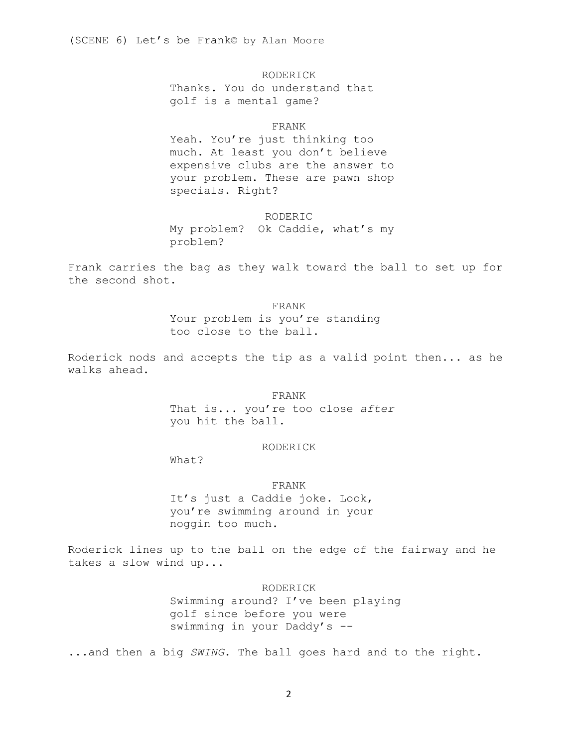RODERICK
Thanks. You do understand that golf is a mental game?

FRANK
Yeah. You're just thinking too much. At least you don't believe expensive clubs are the answer to your problem. These are pawn shop specials. Right?

RODERIC
My problem? Ok Caddie, what's my problem?

Frank carries the bag as they walk toward the ball to set up for the second shot.

FRANK
Your problem is you're standing too close to the ball.

Roderick nods and accepts the tip as a valid point then... as he walks ahead.

FRANK
That is... you're too close *after* you hit the ball.

RODERICK
What?

FRANK
It's just a Caddie joke. Look, you're swimming around in your noggin too much.

Roderick lines up to the ball on the edge of the fairway and he takes a slow wind up...

RODERICK
Swimming around? I've been playing golf since before you were swimming in your Daddy's --

...and then a big *SWING*. The ball goes hard and to the right.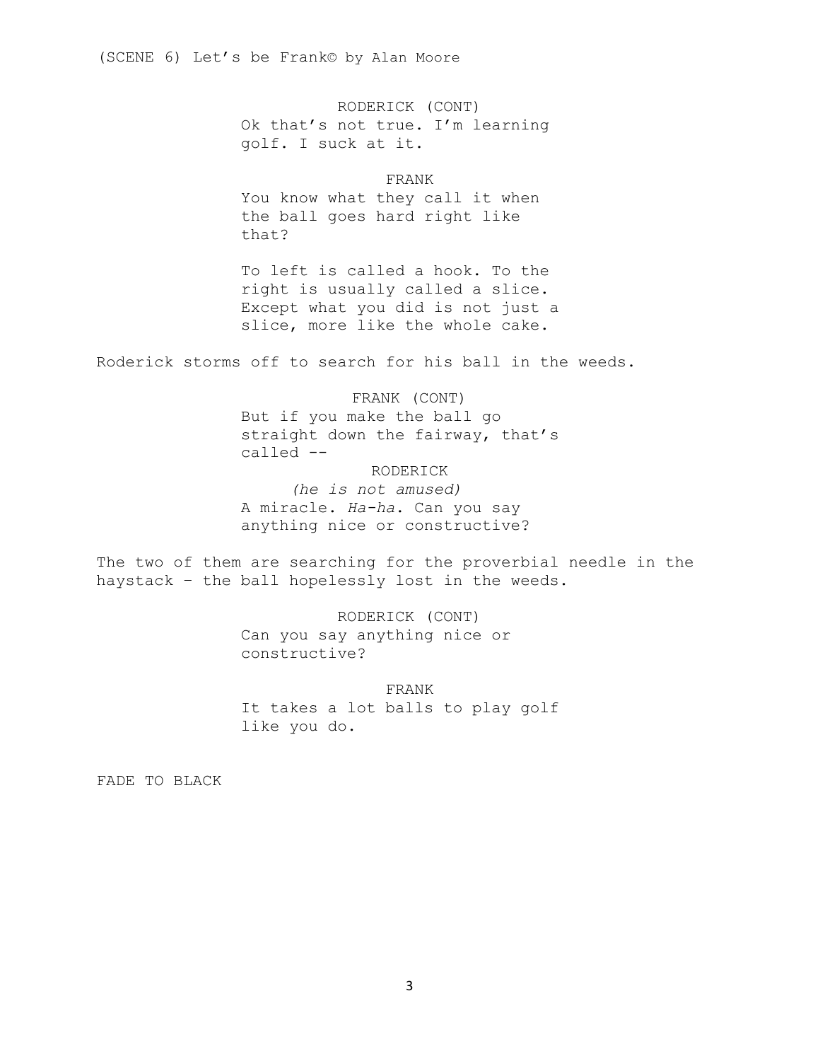RODERICK (CONT)
Ok that's not true. I'm learning golf. I suck at it.

FRANK
You know what they call it when the ball goes hard right like that?

To left is called a hook. To the right is usually called a slice. Except what you did is not just a slice, more like the whole cake.

Roderick storms off to search for his ball in the weeds.

FRANK (CONT)
But if you make the ball go straight down the fairway, that's called --

RODERICK
*(he is not amused)*
A miracle. *Ha-ha*. Can you say anything nice or constructive?

The two of them are searching for the proverbial needle in the haystack – the ball hopelessly lost in the weeds.

RODERICK (CONT)
Can you say anything nice or constructive?

FRANK
It takes a lot balls to play golf like you do.

FADE TO BLACK